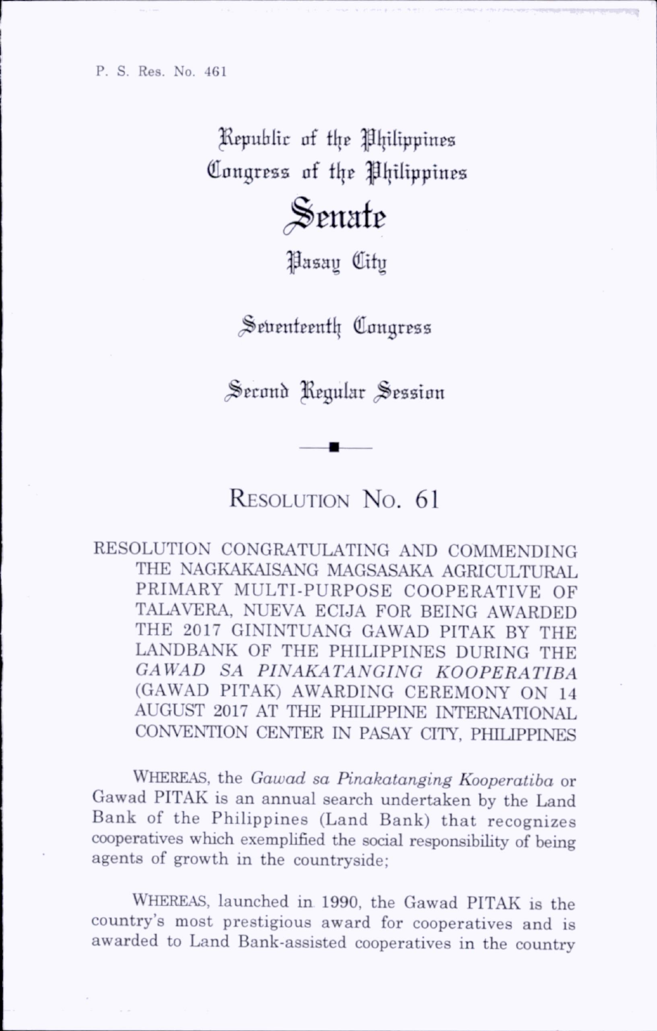P. S. Res. No. 461

Republic of the Philippines
Congress of the Philippines

# Senate

Pasay City

Seventeenth Congress

Second Regular Session

---

## RESOLUTION NO. 61

RESOLUTION CONGRATULATING AND COMMENDING THE NAGKAKAISANG MAGSASAKA AGRICULTURAL PRIMARY MULTI-PURPOSE COOPERATIVE OF TALAVERA, NUEVA ECIJA FOR BEING AWARDED THE 2017 GININTUANG GAWAD PITAK BY THE LANDBANK OF THE PHILIPPINES DURING THE *GAWAD SA PINAKATANGING KOOPERATIBA* (GAWAD PITAK) AWARDING CEREMONY ON 14 AUGUST 2017 AT THE PHILIPPINE INTERNATIONAL CONVENTION CENTER IN PASAY CITY, PHILIPPINES

WHEREAS, the *Gawad sa Pinakatanging Kooperatiba* or Gawad PITAK is an annual search undertaken by the Land Bank of the Philippines (Land Bank) that recognizes cooperatives which exemplified the social responsibility of being agents of growth in the countryside;

WHEREAS, launched in 1990, the Gawad PITAK is the country's most prestigious award for cooperatives and is awarded to Land Bank-assisted cooperatives in the country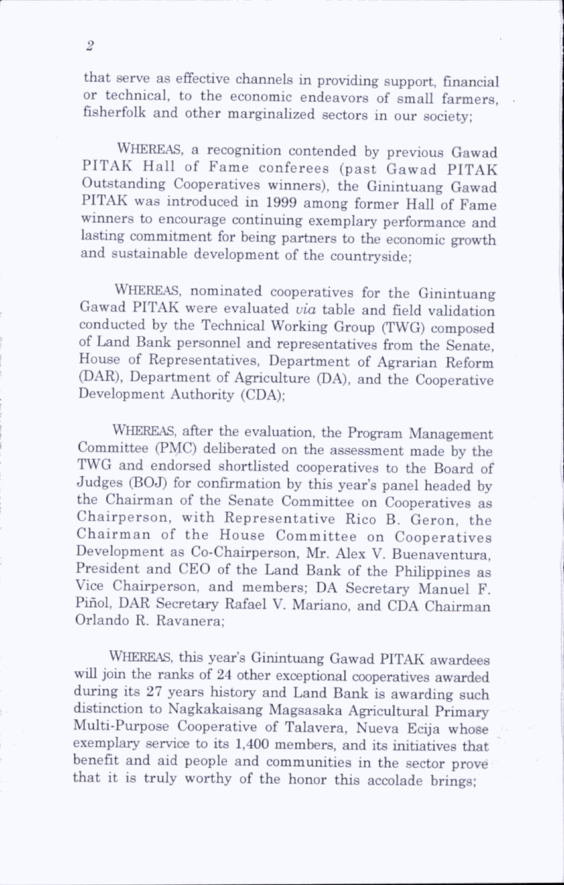that serve as effective channels in providing support, financial or technical, to the economic endeavors of small farmers, fisherfolk and other marginalized sectors in our society;

WHEREAS, a recognition contended by previous Gawad PITAK Hall of Fame conferees (past Gawad PITAK Outstanding Cooperatives winners), the Ginintuang Gawad PITAK was introduced in 1999 among former Hall of Fame winners to encourage continuing exemplary performance and lasting commitment for being partners to the economic growth and sustainable development of the countryside;

WHEREAS, nominated cooperatives for the Ginintuang Gawad PITAK were evaluated *via* table and field validation conducted by the Technical Working Group (TWG) composed of Land Bank personnel and representatives from the Senate, House of Representatives, Department of Agrarian Reform (DAR), Department of Agriculture (DA), and the Cooperative Development Authority (CDA);

WHEREAS, after the evaluation, the Program Management Committee (PMC) deliberated on the assessment made by the TWG and endorsed shortlisted cooperatives to the Board of Judges (BOJ) for confirmation by this year's panel headed by the Chairman of the Senate Committee on Cooperatives as Chairperson, with Representative Rico B. Geron, the Chairman of the House Committee on Cooperatives Development as Co-Chairperson, Mr. Alex V. Buenaventura, President and CEO of the Land Bank of the Philippines as Vice Chairperson, and members; DA Secretary Manuel F. Piñol, DAR Secretary Rafael V. Mariano, and CDA Chairman Orlando R. Ravanera;

WHEREAS, this year's Ginintuang Gawad PITAK awardees will join the ranks of 24 other exceptional cooperatives awarded during its 27 years history and Land Bank is awarding such distinction to Nagkakaisang Magsasaka Agricultural Primary Multi-Purpose Cooperative of Talavera, Nueva Ecija whose exemplary service to its 1,400 members, and its initiatives that benefit and aid people and communities in the sector prove that it is truly worthy of the honor this accolade brings;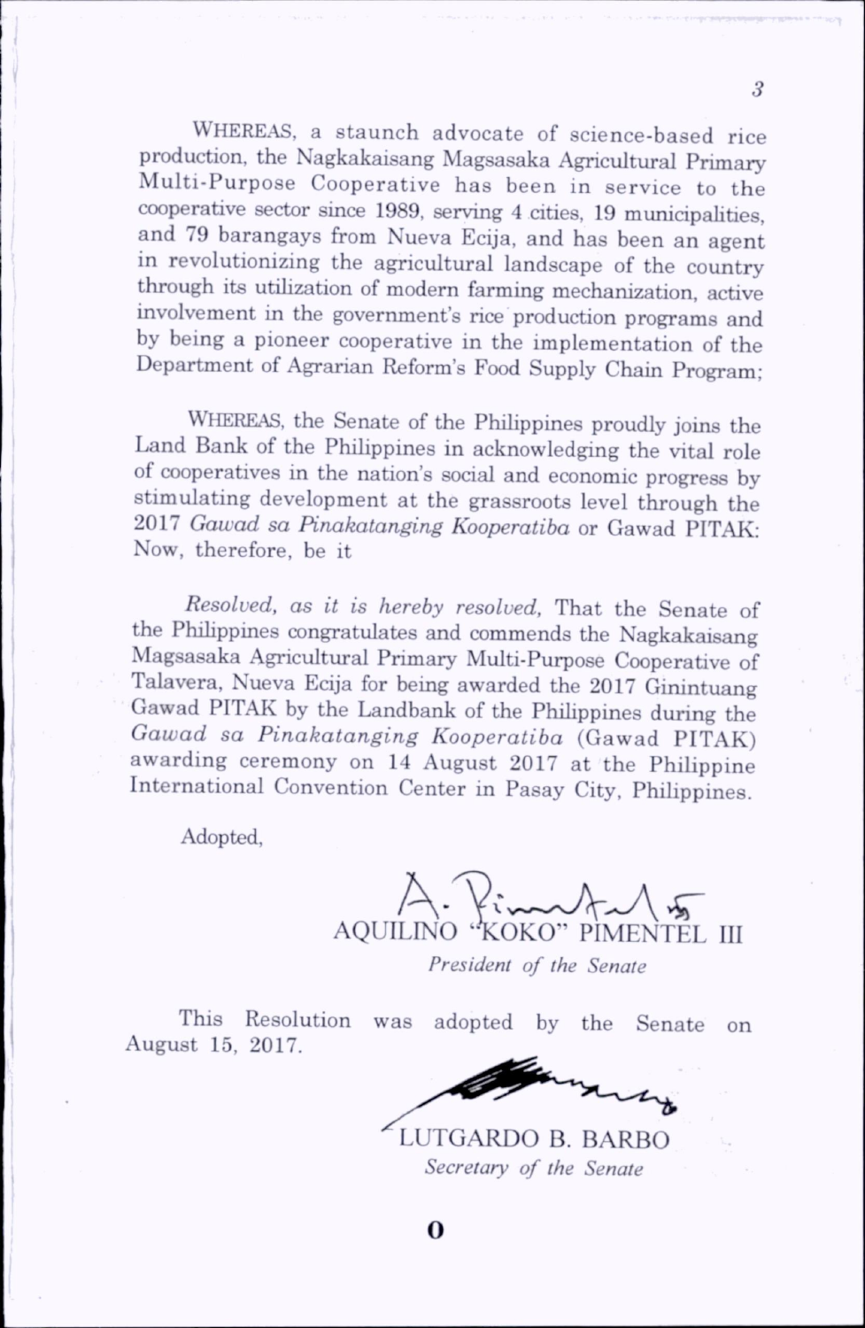WHEREAS, a staunch advocate of science-based rice production, the Nagkakaisang Magsasaka Agricultural Primary Multi-Purpose Cooperative has been in service to the cooperative sector since 1989, serving 4 cities, 19 municipalities, and 79 barangays from Nueva Ecija, and has been an agent in revolutionizing the agricultural landscape of the country through its utilization of modern farming mechanization, active involvement in the government's rice production programs and by being a pioneer cooperative in the implementation of the Department of Agrarian Reform's Food Supply Chain Program;

WHEREAS, the Senate of the Philippines proudly joins the Land Bank of the Philippines in acknowledging the vital role of cooperatives in the nation's social and economic progress by stimulating development at the grassroots level through the 2017 *Gawad sa Pinakatanging Kooperatiba* or Gawad PITAK: Now, therefore, be it

*Resolved, as it is hereby resolved,* That the Senate of the Philippines congratulates and commends the Nagkakaisang Magsasaka Agricultural Primary Multi-Purpose Cooperative of Talavera, Nueva Ecija for being awarded the 2017 Ginintuang Gawad PITAK by the Landbank of the Philippines during the *Gawad sa Pinakatanging Kooperatiba* (Gawad PITAK) awarding ceremony on 14 August 2017 at the Philippine International Convention Center in Pasay City, Philippines.

Adopted,

AQUILINO "KOKO" PIMENTEL III
*President of the Senate*

This Resolution was adopted by the Senate on August 15, 2017.

LUTGARDO B. BARBO
*Secretary of the Senate*

o